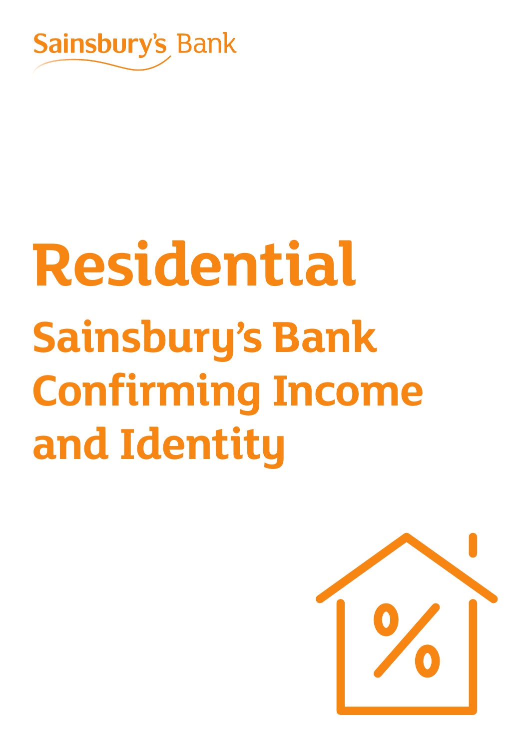Sainsbury's Bank

# Residential

## Sainsbury's Bank Confirming Income and Identity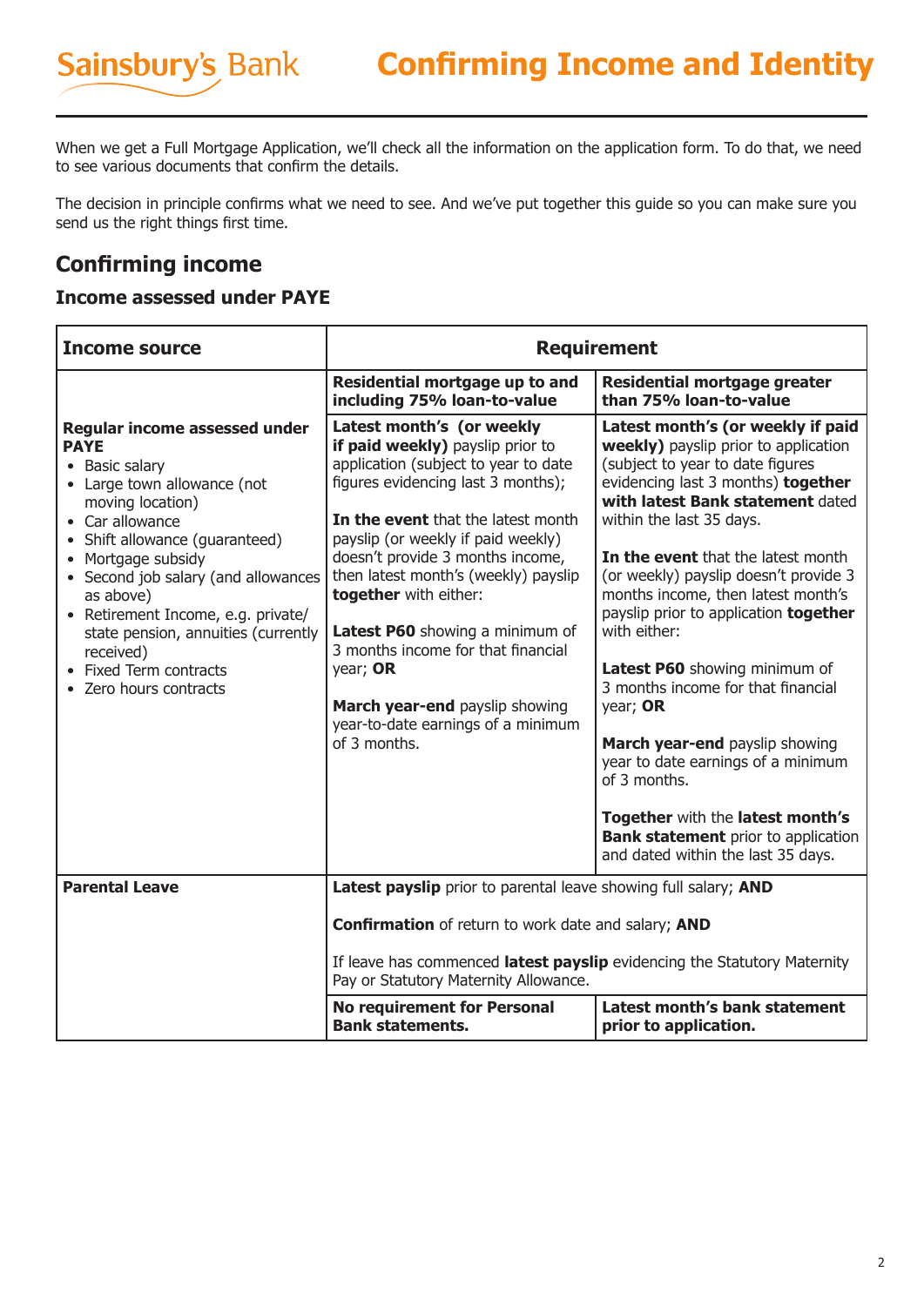# Confirming Income and Identity

When we get a Full Mortgage Application, we'll check all the information on the application form. To do that, we need to see various documents that confirm the details.

The decision in principle confirms what we need to see. And we've put together this guide so you can make sure you send us the right things first time.

## Confirming income

### Income assessed under PAYE

| Income source | Requirement | |
|---|---|---|
| | **Residential mortgage up to and including 75% loan-to-value** | **Residential mortgage greater than 75% loan-to-value** |
| **Regular income assessed under PAYE**<br>• Basic salary<br>• Large town allowance (not moving location)<br>• Car allowance<br>• Shift allowance (guaranteed)<br>• Mortgage subsidy<br>• Second job salary (and allowances as above)<br>• Retirement Income, e.g. private/ state pension, annuities (currently received)<br>• Fixed Term contracts<br>• Zero hours contracts | **Latest month's (or weekly if paid weekly)** payslip prior to application (subject to year to date figures evidencing last 3 months);<br><br>**In the event** that the latest month payslip (or weekly if paid weekly) doesn't provide 3 months income, then latest month's (weekly) payslip **together** with either:<br><br>**Latest P60** showing a minimum of 3 months income for that financial year; **OR**<br><br>**March year-end** payslip showing year-to-date earnings of a minimum of 3 months. | **Latest month's (or weekly if paid weekly)** payslip prior to application (subject to year to date figures evidencing last 3 months) **together with latest Bank statement** dated within the last 35 days.<br><br>**In the event** that the latest month (or weekly) payslip doesn't provide 3 months income, then latest month's payslip prior to application **together** with either:<br><br>**Latest P60** showing minimum of 3 months income for that financial year; **OR**<br><br>**March year-end** payslip showing year to date earnings of a minimum of 3 months.<br><br>**Together** with the **latest month's Bank statement** prior to application and dated within the last 35 days. |
| **Parental Leave** | **Latest payslip** prior to parental leave showing full salary; **AND**<br><br>**Confirmation** of return to work date and salary; **AND**<br><br>If leave has commenced **latest payslip** evidencing the Statutory Maternity Pay or Statutory Maternity Allowance. | |
| | **No requirement for Personal Bank statements.** | **Latest month's bank statement prior to application.** |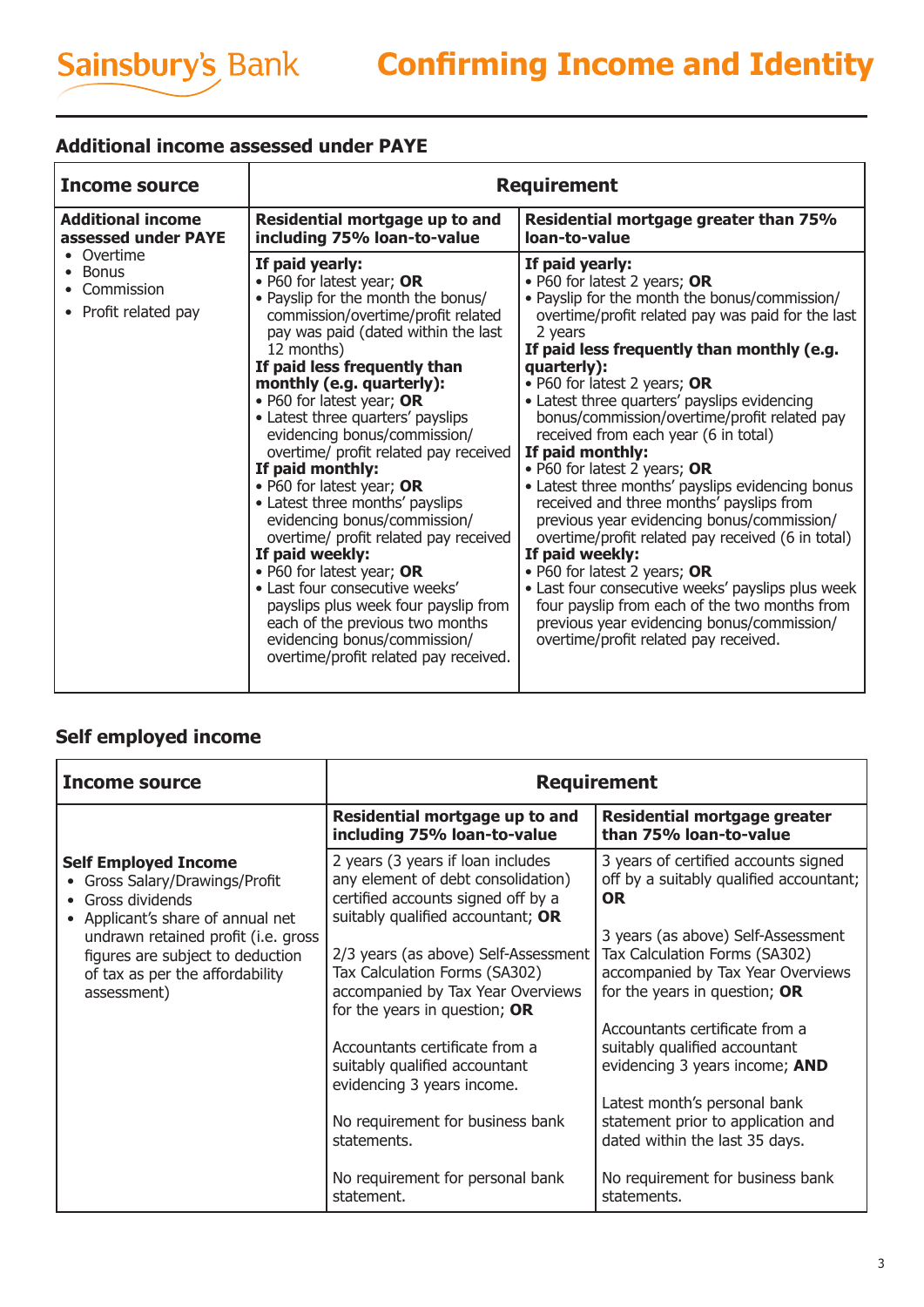# Confirming Income and Identity

## Additional income assessed under PAYE

| Income source | Requirement | |
|---|---|---|
| | **Residential mortgage up to and including 75% loan-to-value** | **Residential mortgage greater than 75% loan-to-value** |
| **Additional income assessed under PAYE**<br>• Overtime<br>• Bonus<br>• Commission<br>• Profit related pay | **If paid yearly:**<br>• P60 for latest year; **OR**<br>• Payslip for the month the bonus/ commission/overtime/profit related pay was paid (dated within the last 12 months)<br>**If paid less frequently than monthly (e.g. quarterly):**<br>• P60 for latest year; **OR**<br>• Latest three quarters' payslips evidencing bonus/commission/ overtime/ profit related pay received<br>**If paid monthly:**<br>• P60 for latest year; **OR**<br>• Latest three months' payslips evidencing bonus/commission/ overtime/ profit related pay received<br>**If paid weekly:**<br>• P60 for latest year; **OR**<br>• Last four consecutive weeks' payslips plus week four payslip from each of the previous two months evidencing bonus/commission/ overtime/profit related pay received. | **If paid yearly:**<br>• P60 for latest 2 years; **OR**<br>• Payslip for the month the bonus/commission/ overtime/profit related pay was paid for the last 2 years<br>**If paid less frequently than monthly (e.g. quarterly):**<br>• P60 for latest 2 years; **OR**<br>• Latest three quarters' payslips evidencing bonus/commission/overtime/profit related pay received from each year (6 in total)<br>**If paid monthly:**<br>• P60 for latest 2 years; **OR**<br>• Latest three months' payslips evidencing bonus received and three months' payslips from previous year evidencing bonus/commission/ overtime/profit related pay received (6 in total)<br>**If paid weekly:**<br>• P60 for latest 2 years; **OR**<br>• Last four consecutive weeks' payslips plus week four payslip from each of the two months from previous year evidencing bonus/commission/ overtime/profit related pay received. |

## Self employed income

| Income source | Requirement | |
|---|---|---|
| | **Residential mortgage up to and including 75% loan-to-value** | **Residential mortgage greater than 75% loan-to-value** |
| **Self Employed Income**<br>• Gross Salary/Drawings/Profit<br>• Gross dividends<br>• Applicant's share of annual net undrawn retained profit (i.e. gross figures are subject to deduction of tax as per the affordability assessment) | 2 years (3 years if loan includes any element of debt consolidation) certified accounts signed off by a suitably qualified accountant; **OR**<br><br>2/3 years (as above) Self-Assessment Tax Calculation Forms (SA302) accompanied by Tax Year Overviews for the years in question; **OR**<br><br>Accountants certificate from a suitably qualified accountant evidencing 3 years income.<br><br>No requirement for business bank statements.<br><br>No requirement for personal bank statement. | 3 years of certified accounts signed off by a suitably qualified accountant; **OR**<br><br>3 years (as above) Self-Assessment Tax Calculation Forms (SA302) accompanied by Tax Year Overviews for the years in question; **OR**<br><br>Accountants certificate from a suitably qualified accountant evidencing 3 years income; **AND**<br><br>Latest month's personal bank statement prior to application and dated within the last 35 days.<br><br>No requirement for business bank statements. |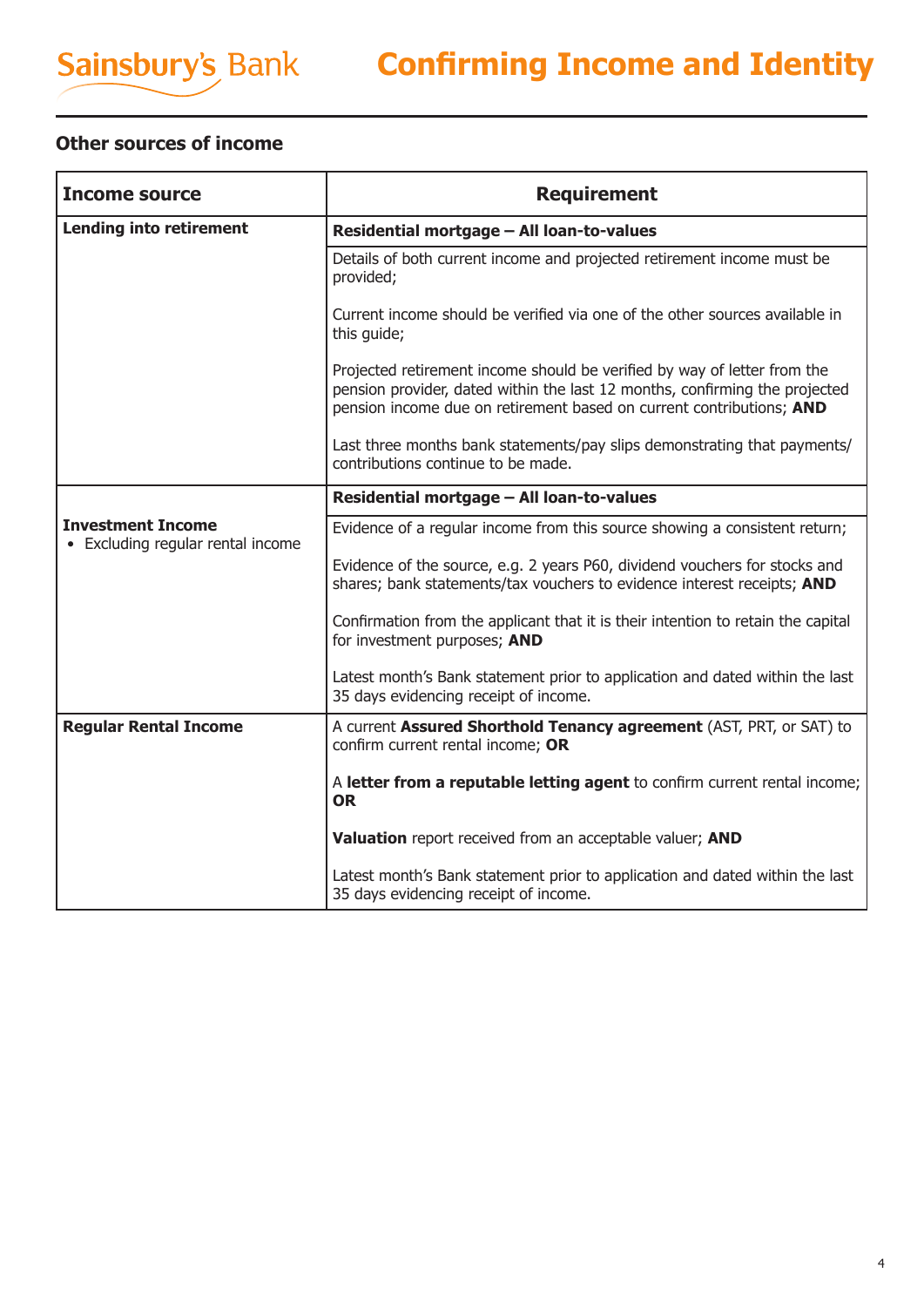## Other sources of income

| Income source | Requirement |
|---|---|
| **Lending into retirement** | **Residential mortgage – All loan-to-values** |
| | Details of both current income and projected retirement income must be provided;<br><br>Current income should be verified via one of the other sources available in this guide;<br><br>Projected retirement income should be verified by way of letter from the pension provider, dated within the last 12 months, confirming the projected pension income due on retirement based on current contributions; **AND**<br><br>Last three months bank statements/pay slips demonstrating that payments/ contributions continue to be made. |
| **Investment Income**<br>• Excluding regular rental income | **Residential mortgage – All loan-to-values** |
| | Evidence of a regular income from this source showing a consistent return;<br><br>Evidence of the source, e.g. 2 years P60, dividend vouchers for stocks and shares; bank statements/tax vouchers to evidence interest receipts; **AND**<br><br>Confirmation from the applicant that it is their intention to retain the capital for investment purposes; **AND**<br><br>Latest month's Bank statement prior to application and dated within the last 35 days evidencing receipt of income. |
| **Regular Rental Income** | A current **Assured Shorthold Tenancy agreement** (AST, PRT, or SAT) to confirm current rental income; **OR**<br><br>A **letter from a reputable letting agent** to confirm current rental income; **OR**<br><br>**Valuation** report received from an acceptable valuer; **AND**<br><br>Latest month's Bank statement prior to application and dated within the last 35 days evidencing receipt of income. |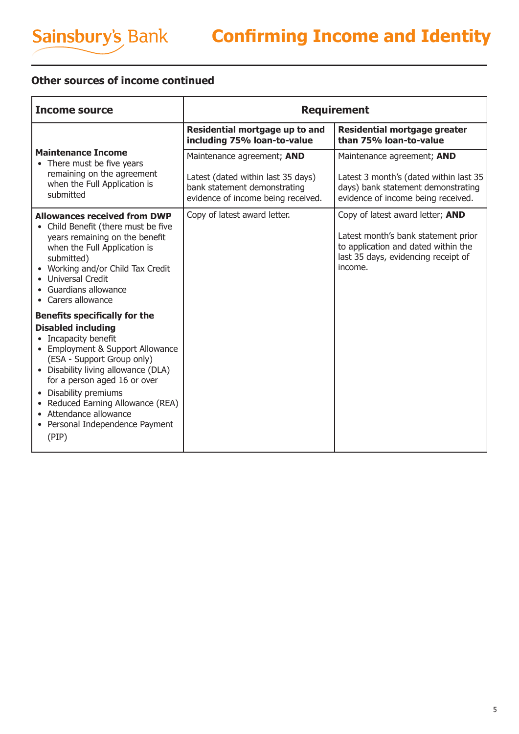## Other sources of income continued

| Income source | Requirement | |
|---|---|---|
| | **Residential mortgage up to and including 75% loan-to-value** | **Residential mortgage greater than 75% loan-to-value** |
| **Maintenance Income**<br>• There must be five years remaining on the agreement when the Full Application is submitted | Maintenance agreement; **AND**<br><br>Latest (dated within last 35 days) bank statement demonstrating evidence of income being received. | Maintenance agreement; **AND**<br><br>Latest 3 month's (dated within last 35 days) bank statement demonstrating evidence of income being received. |
| **Allowances received from DWP**<br>• Child Benefit (there must be five years remaining on the benefit when the Full Application is submitted)<br>• Working and/or Child Tax Credit<br>• Universal Credit<br>• Guardians allowance<br>• Carers allowance<br><br>**Benefits specifically for the Disabled including**<br>• Incapacity benefit<br>• Employment & Support Allowance (ESA - Support Group only)<br>• Disability living allowance (DLA) for a person aged 16 or over<br>• Disability premiums<br>• Reduced Earning Allowance (REA)<br>• Attendance allowance<br>• Personal Independence Payment (PIP) | Copy of latest award letter. | Copy of latest award letter; **AND**<br><br>Latest month's bank statement prior to application and dated within the last 35 days, evidencing receipt of income. |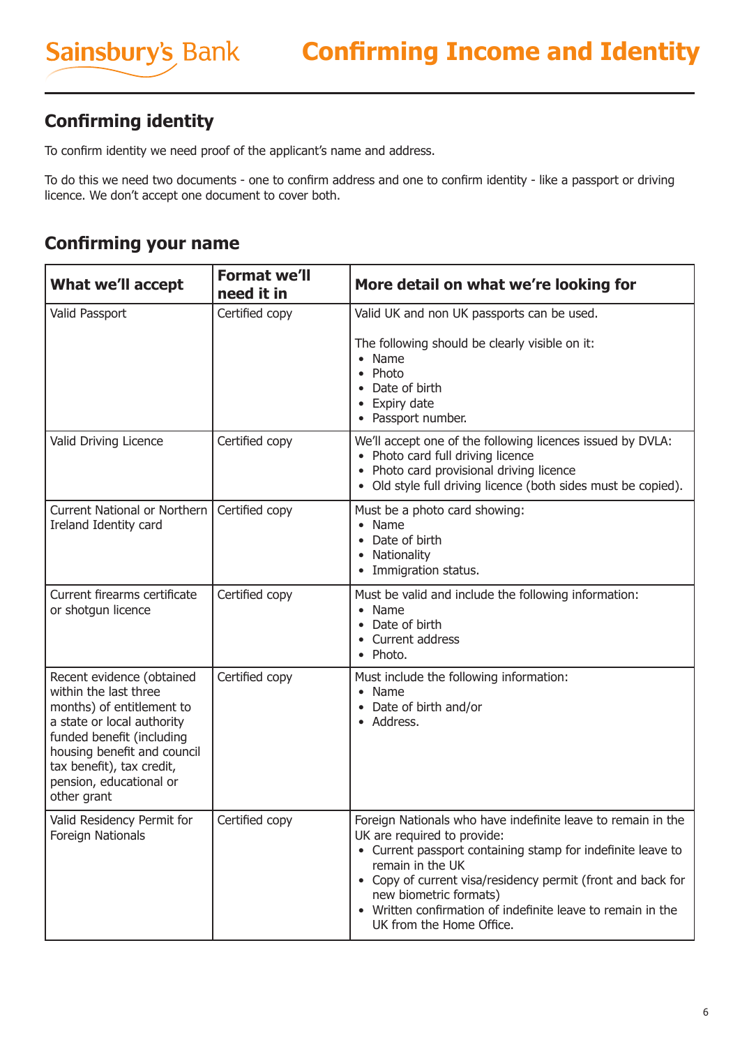# Confirming Income and Identity

## Confirming identity

To confirm identity we need proof of the applicant's name and address.

To do this we need two documents - one to confirm address and one to confirm identity - like a passport or driving licence. We don't accept one document to cover both.

## Confirming your name

| What we'll accept | Format we'll need it in | More detail on what we're looking for |
|---|---|---|
| Valid Passport | Certified copy | Valid UK and non UK passports can be used.<br><br>The following should be clearly visible on it:<br>• Name<br>• Photo<br>• Date of birth<br>• Expiry date<br>• Passport number. |
| Valid Driving Licence | Certified copy | We'll accept one of the following licences issued by DVLA:<br>• Photo card full driving licence<br>• Photo card provisional driving licence<br>• Old style full driving licence (both sides must be copied). |
| Current National or Northern Ireland Identity card | Certified copy | Must be a photo card showing:<br>• Name<br>• Date of birth<br>• Nationality<br>• Immigration status. |
| Current firearms certificate or shotgun licence | Certified copy | Must be valid and include the following information:<br>• Name<br>• Date of birth<br>• Current address<br>• Photo. |
| Recent evidence (obtained within the last three months) of entitlement to a state or local authority funded benefit (including housing benefit and council tax benefit), tax credit, pension, educational or other grant | Certified copy | Must include the following information:<br>• Name<br>• Date of birth and/or<br>• Address. |
| Valid Residency Permit for Foreign Nationals | Certified copy | Foreign Nationals who have indefinite leave to remain in the UK are required to provide:<br>• Current passport containing stamp for indefinite leave to remain in the UK<br>• Copy of current visa/residency permit (front and back for new biometric formats)<br>• Written confirmation of indefinite leave to remain in the UK from the Home Office. |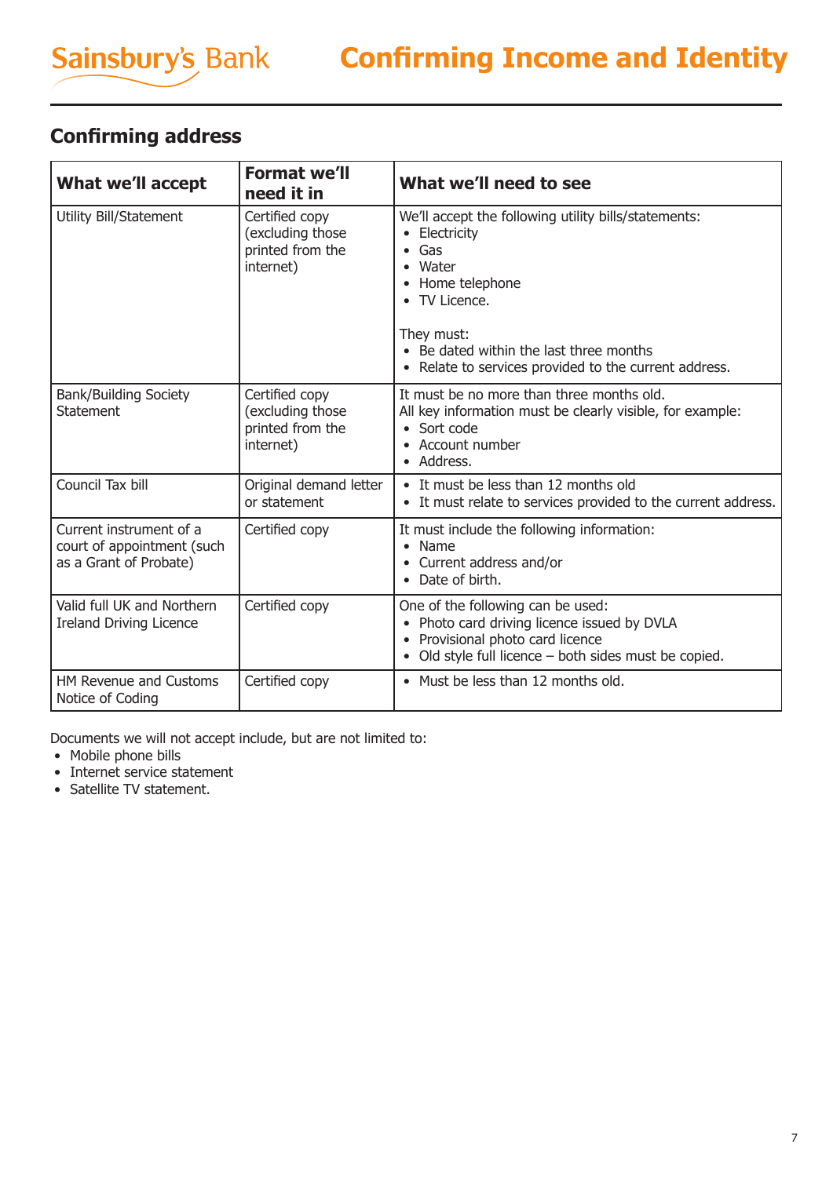## Confirming address

| What we'll accept | Format we'll need it in | What we'll need to see |
|---|---|---|
| Utility Bill/Statement | Certified copy (excluding those printed from the internet) | We'll accept the following utility bills/statements:<br>• Electricity<br>• Gas<br>• Water<br>• Home telephone<br>• TV Licence.<br><br>They must:<br>• Be dated within the last three months<br>• Relate to services provided to the current address. |
| Bank/Building Society Statement | Certified copy (excluding those printed from the internet) | It must be no more than three months old.<br>All key information must be clearly visible, for example:<br>• Sort code<br>• Account number<br>• Address. |
| Council Tax bill | Original demand letter or statement | • It must be less than 12 months old<br>• It must relate to services provided to the current address. |
| Current instrument of a court of appointment (such as a Grant of Probate) | Certified copy | It must include the following information:<br>• Name<br>• Current address and/or<br>• Date of birth. |
| Valid full UK and Northern Ireland Driving Licence | Certified copy | One of the following can be used:<br>• Photo card driving licence issued by DVLA<br>• Provisional photo card licence<br>• Old style full licence – both sides must be copied. |
| HM Revenue and Customs Notice of Coding | Certified copy | • Must be less than 12 months old. |

Documents we will not accept include, but are not limited to:

- Mobile phone bills
- Internet service statement
- Satellite TV statement.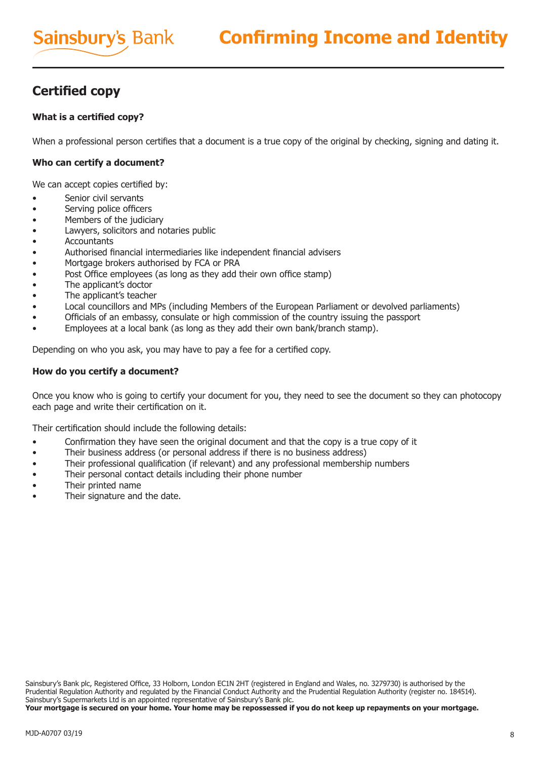## Certified copy

**What is a certified copy?**

When a professional person certifies that a document is a true copy of the original by checking, signing and dating it.

**Who can certify a document?**

We can accept copies certified by:

- Senior civil servants
- Serving police officers
- Members of the judiciary
- Lawyers, solicitors and notaries public
- Accountants
- Authorised financial intermediaries like independent financial advisers
- Mortgage brokers authorised by FCA or PRA
- Post Office employees (as long as they add their own office stamp)
- The applicant's doctor
- The applicant's teacher
- Local councillors and MPs (including Members of the European Parliament or devolved parliaments)
- Officials of an embassy, consulate or high commission of the country issuing the passport
- Employees at a local bank (as long as they add their own bank/branch stamp).

Depending on who you ask, you may have to pay a fee for a certified copy.

**How do you certify a document?**

Once you know who is going to certify your document for you, they need to see the document so they can photocopy each page and write their certification on it.

Their certification should include the following details:

- Confirmation they have seen the original document and that the copy is a true copy of it
- Their business address (or personal address if there is no business address)
- Their professional qualification (if relevant) and any professional membership numbers
- Their personal contact details including their phone number
- Their printed name
- Their signature and the date.

Sainsbury's Bank plc, Registered Office, 33 Holborn, London EC1N 2HT (registered in England and Wales, no. 3279730) is authorised by the Prudential Regulation Authority and regulated by the Financial Conduct Authority and the Prudential Regulation Authority (register no. 184514). Sainsbury's Supermarkets Ltd is an appointed representative of Sainsbury's Bank plc.
**Your mortgage is secured on your home. Your home may be repossessed if you do not keep up repayments on your mortgage.**

MJD-A0707 03/19